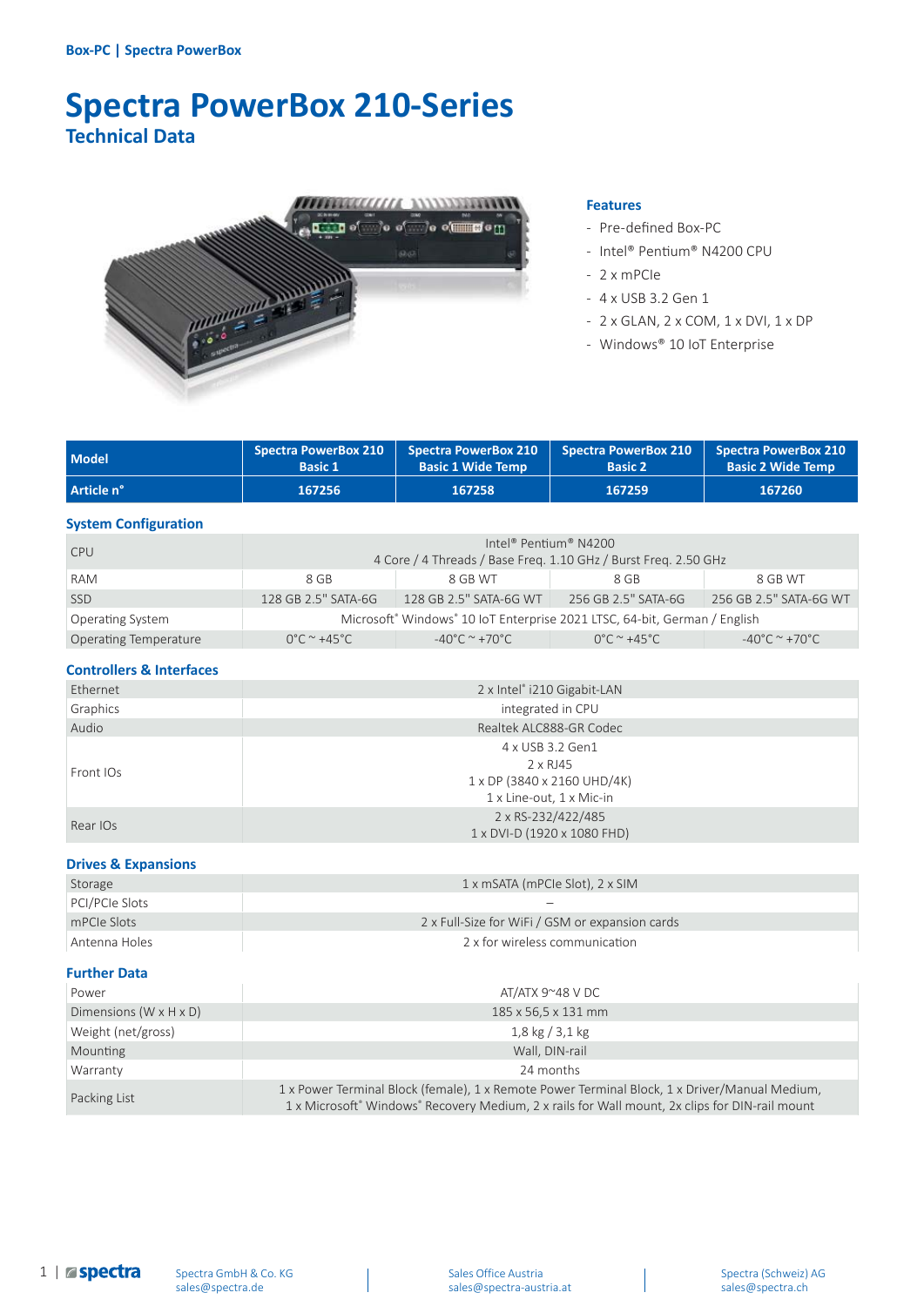Box-PC | Spectra PowerBox

# Spectra PowerBox 210-Series

## Technical Data

### Features

- Pre-defined Box-PC
- Intel® Pentium® N4200 CPU
- 2 x mPCIe
- 4 x USB 3.2 Gen 1
- 2 x GLAN, 2 x COM, 1 x DVI, 1 x DP
- Windows® 10 IoT Enterprise

| Model | Spectra PowerBox 210 Basic 1 | Spectra PowerBox 210 Basic 1 Wide Temp | Spectra PowerBox 210 Basic 2 | Spectra PowerBox 210 Basic 2 Wide Temp |
|---|---|---|---|---|
| Article n° | 167256 | 167258 | 167259 | 167260 |

### System Configuration

| | | | | |
|---|---|---|---|---|
| CPU | Intel® Pentium® N4200<br>4 Core / 4 Threads / Base Freq. 1.10 GHz / Burst Freq. 2.50 GHz | | | |
| RAM | 8 GB | 8 GB WT | 8 GB | 8 GB WT |
| SSD | 128 GB 2.5" SATA-6G | 128 GB 2.5" SATA-6G WT | 256 GB 2.5" SATA-6G | 256 GB 2.5" SATA-6G WT |
| Operating System | Microsoft® Windows® 10 IoT Enterprise 2021 LTSC, 64-bit, German / English | | | |
| Operating Temperature | 0°C ~ +45°C | -40°C ~ +70°C | 0°C ~ +45°C | -40°C ~ +70°C |

### Controllers & Interfaces

| | |
|---|---|
| Ethernet | 2 x Intel® i210 Gigabit-LAN |
| Graphics | integrated in CPU |
| Audio | Realtek ALC888-GR Codec |
| Front IOs | 4 x USB 3.2 Gen1<br>2 x RJ45<br>1 x DP (3840 x 2160 UHD/4K)<br>1 x Line-out, 1 x Mic-in |
| Rear IOs | 2 x RS-232/422/485<br>1 x DVI-D (1920 x 1080 FHD) |

### Drives & Expansions

| | |
|---|---|
| Storage | 1 x mSATA (mPCIe Slot), 2 x SIM |
| PCI/PCIe Slots | – |
| mPCIe Slots | 2 x Full-Size for WiFi / GSM or expansion cards |
| Antenna Holes | 2 x for wireless communication |

### Further Data

| | |
|---|---|
| Power | AT/ATX 9~48 V DC |
| Dimensions (W x H x D) | 185 x 56,5 x 131 mm |
| Weight (net/gross) | 1,8 kg / 3,1 kg |
| Mounting | Wall, DIN-rail |
| Warranty | 24 months |
| Packing List | 1 x Power Terminal Block (female), 1 x Remote Power Terminal Block, 1 x Driver/Manual Medium, 1 x Microsoft® Windows® Recovery Medium, 2 x rails for Wall mount, 2x clips for DIN-rail mount |

Spectra GmbH & Co. KG
sales@spectra.de

Sales Office Austria
sales@spectra-austria.at

Spectra (Schweiz) AG
sales@spectra.ch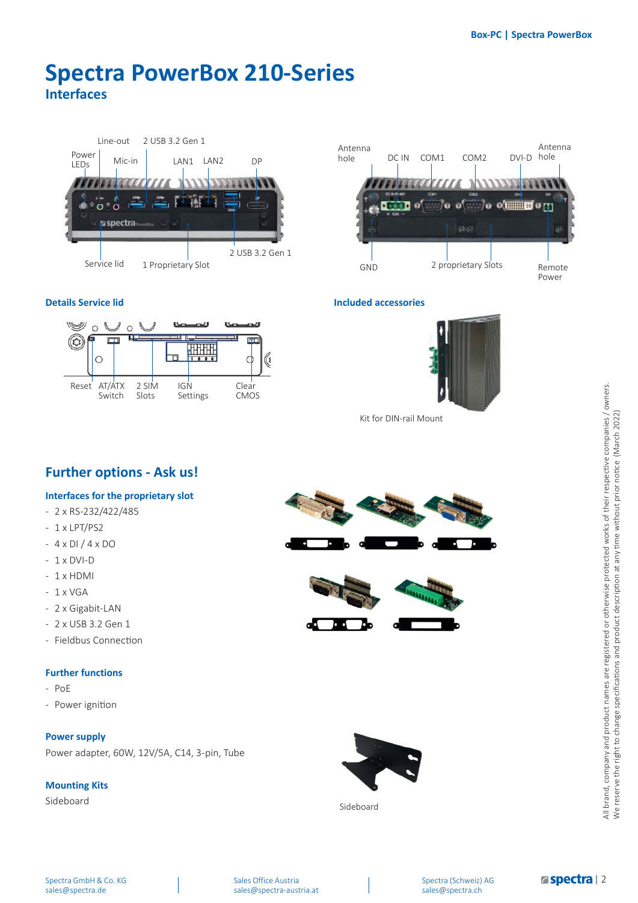# Spectra PowerBox 210-Series

## Interfaces

Power LEDs
Line-out
Mic-in
2 USB 3.2 Gen 1
LAN1
LAN2
DP
Service lid
1 Proprietary Slot
2 USB 3.2 Gen 1

Antenna hole
DC IN
COM1
COM2
DVI-D
Antenna hole
GND
2 proprietary Slots
Remote Power

### Details Service lid

Reset
AT/ATX Switch
2 SIM Slots
IGN Settings
Clear CMOS

### Included accessories

Kit for DIN-rail Mount

## Further options - Ask us!

### Interfaces for the proprietary slot

- 2 x RS-232/422/485
- 1 x LPT/PS2
- 4 x DI / 4 x DO
- 1 x DVI-D
- 1 x HDMI
- 1 x VGA
- 2 x Gigabit-LAN
- 2 x USB 3.2 Gen 1
- Fieldbus Connection

### Further functions

- PoE
- Power ignition

### Power supply

Power adapter, 60W, 12V/5A, C14, 3-pin, Tube

### Mounting Kits

Sideboard

Sideboard

All brand, company and product names are registered or otherwise protected works of their respective companies / owners.
We reserve the right to change specifications and product description at any time without prior notice (March 2022)

Spectra GmbH & Co. KG
sales@spectra.de

Sales Office Austria
sales@spectra-austria.at

Spectra (Schweiz) AG
sales@spectra.ch